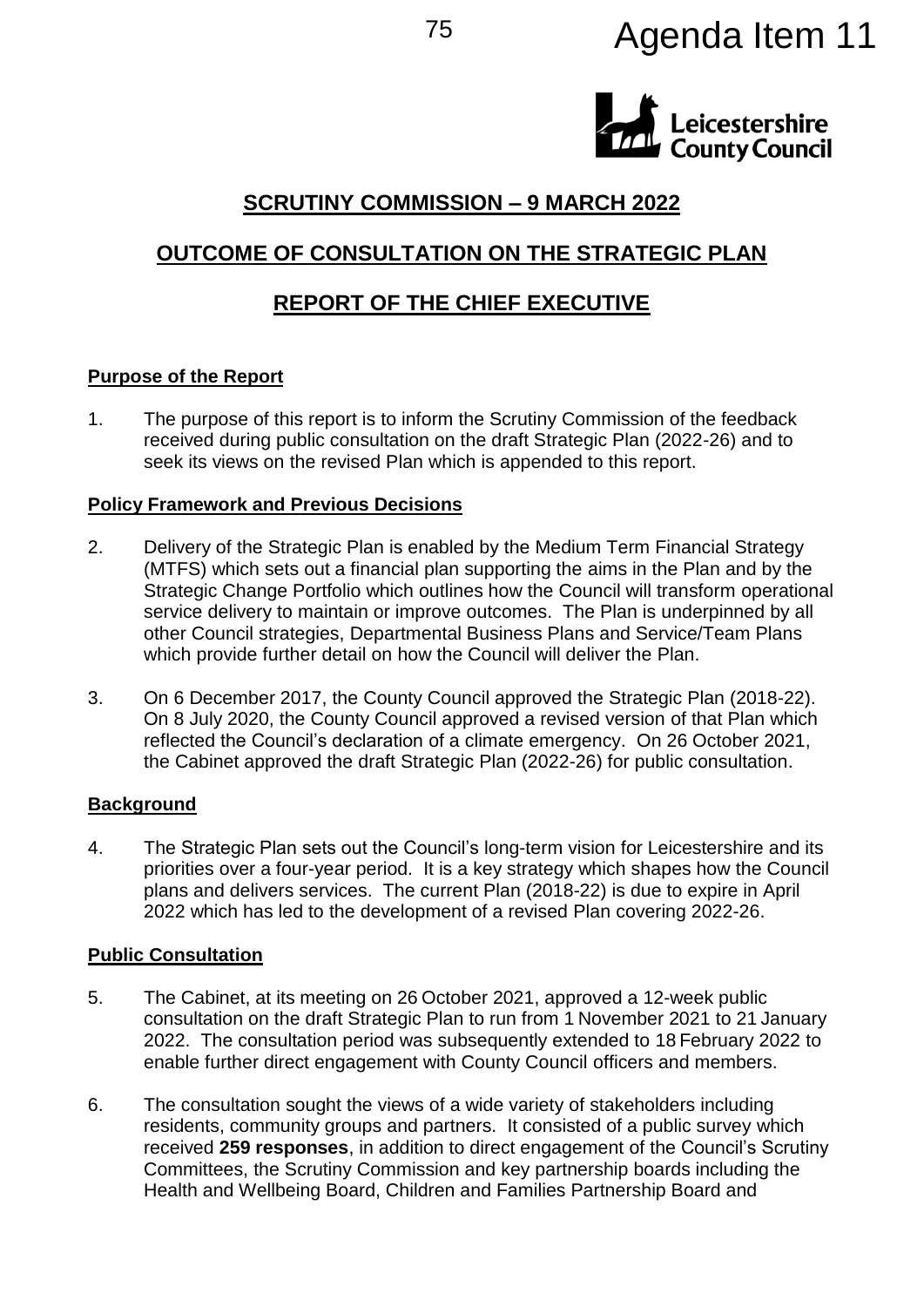Agenda Item 11

Leicestershire County Council

# SCRUTINY COMMISSION – 9 MARCH 2022

# OUTCOME OF CONSULTATION ON THE STRATEGIC PLAN

# REPORT OF THE CHIEF EXECUTIVE

## Purpose of the Report

1. The purpose of this report is to inform the Scrutiny Commission of the feedback received during public consultation on the draft Strategic Plan (2022-26) and to seek its views on the revised Plan which is appended to this report.

## Policy Framework and Previous Decisions

2. Delivery of the Strategic Plan is enabled by the Medium Term Financial Strategy (MTFS) which sets out a financial plan supporting the aims in the Plan and by the Strategic Change Portfolio which outlines how the Council will transform operational service delivery to maintain or improve outcomes. The Plan is underpinned by all other Council strategies, Departmental Business Plans and Service/Team Plans which provide further detail on how the Council will deliver the Plan.

3. On 6 December 2017, the County Council approved the Strategic Plan (2018-22). On 8 July 2020, the County Council approved a revised version of that Plan which reflected the Council's declaration of a climate emergency. On 26 October 2021, the Cabinet approved the draft Strategic Plan (2022-26) for public consultation.

## Background

4. The Strategic Plan sets out the Council's long-term vision for Leicestershire and its priorities over a four-year period. It is a key strategy which shapes how the Council plans and delivers services. The current Plan (2018-22) is due to expire in April 2022 which has led to the development of a revised Plan covering 2022-26.

## Public Consultation

5. The Cabinet, at its meeting on 26 October 2021, approved a 12-week public consultation on the draft Strategic Plan to run from 1 November 2021 to 21 January 2022. The consultation period was subsequently extended to 18 February 2022 to enable further direct engagement with County Council officers and members.

6. The consultation sought the views of a wide variety of stakeholders including residents, community groups and partners. It consisted of a public survey which received **259 responses**, in addition to direct engagement of the Council's Scrutiny Committees, the Scrutiny Commission and key partnership boards including the Health and Wellbeing Board, Children and Families Partnership Board and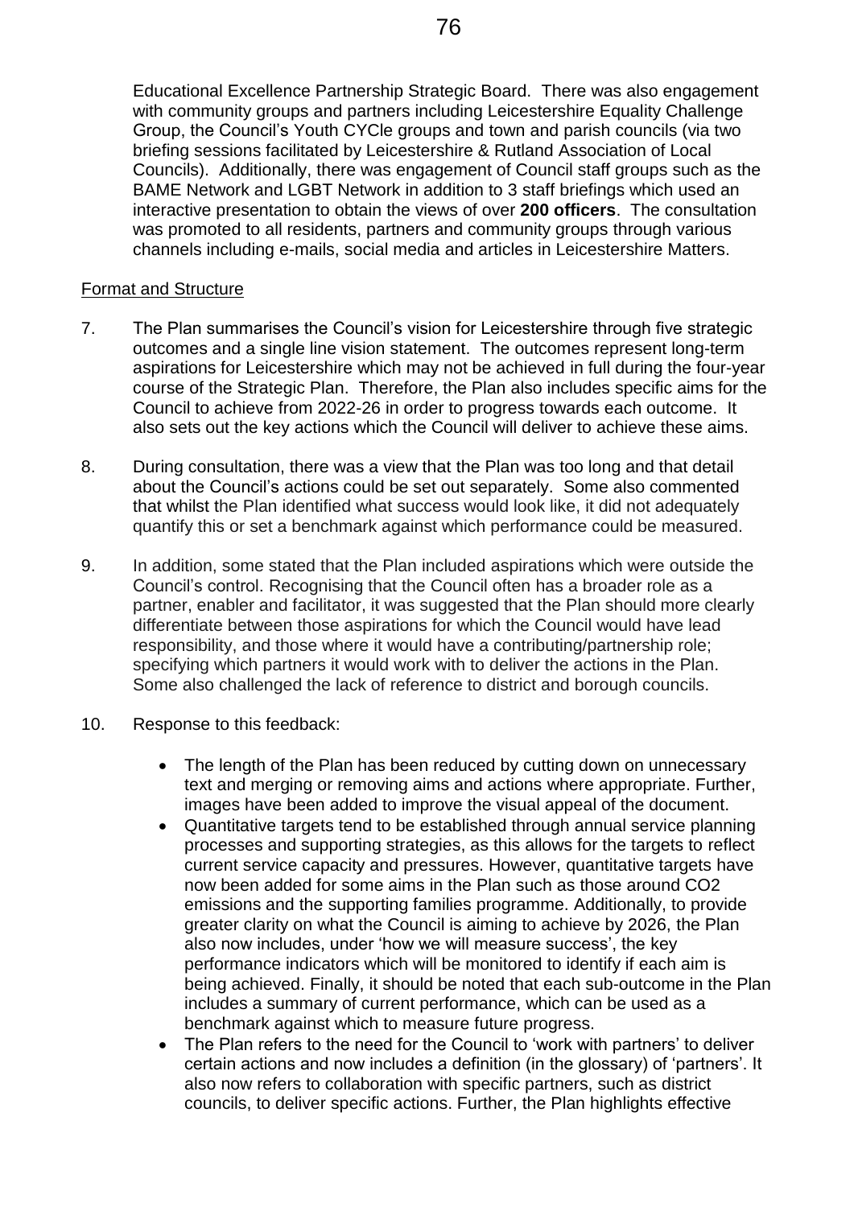Educational Excellence Partnership Strategic Board. There was also engagement with community groups and partners including Leicestershire Equality Challenge Group, the Council's Youth CYCle groups and town and parish councils (via two briefing sessions facilitated by Leicestershire & Rutland Association of Local Councils). Additionally, there was engagement of Council staff groups such as the BAME Network and LGBT Network in addition to 3 staff briefings which used an interactive presentation to obtain the views of over **200 officers**. The consultation was promoted to all residents, partners and community groups through various channels including e-mails, social media and articles in Leicestershire Matters.

Format and Structure

7. The Plan summarises the Council's vision for Leicestershire through five strategic outcomes and a single line vision statement. The outcomes represent long-term aspirations for Leicestershire which may not be achieved in full during the four-year course of the Strategic Plan. Therefore, the Plan also includes specific aims for the Council to achieve from 2022-26 in order to progress towards each outcome. It also sets out the key actions which the Council will deliver to achieve these aims.

8. During consultation, there was a view that the Plan was too long and that detail about the Council's actions could be set out separately. Some also commented that whilst the Plan identified what success would look like, it did not adequately quantify this or set a benchmark against which performance could be measured.

9. In addition, some stated that the Plan included aspirations which were outside the Council's control. Recognising that the Council often has a broader role as a partner, enabler and facilitator, it was suggested that the Plan should more clearly differentiate between those aspirations for which the Council would have lead responsibility, and those where it would have a contributing/partnership role; specifying which partners it would work with to deliver the actions in the Plan. Some also challenged the lack of reference to district and borough councils.

10. Response to this feedback:

    - The length of the Plan has been reduced by cutting down on unnecessary text and merging or removing aims and actions where appropriate. Further, images have been added to improve the visual appeal of the document.
    - Quantitative targets tend to be established through annual service planning processes and supporting strategies, as this allows for the targets to reflect current service capacity and pressures. However, quantitative targets have now been added for some aims in the Plan such as those around CO2 emissions and the supporting families programme. Additionally, to provide greater clarity on what the Council is aiming to achieve by 2026, the Plan also now includes, under 'how we will measure success', the key performance indicators which will be monitored to identify if each aim is being achieved. Finally, it should be noted that each sub-outcome in the Plan includes a summary of current performance, which can be used as a benchmark against which to measure future progress.
    - The Plan refers to the need for the Council to 'work with partners' to deliver certain actions and now includes a definition (in the glossary) of 'partners'. It also now refers to collaboration with specific partners, such as district councils, to deliver specific actions. Further, the Plan highlights effective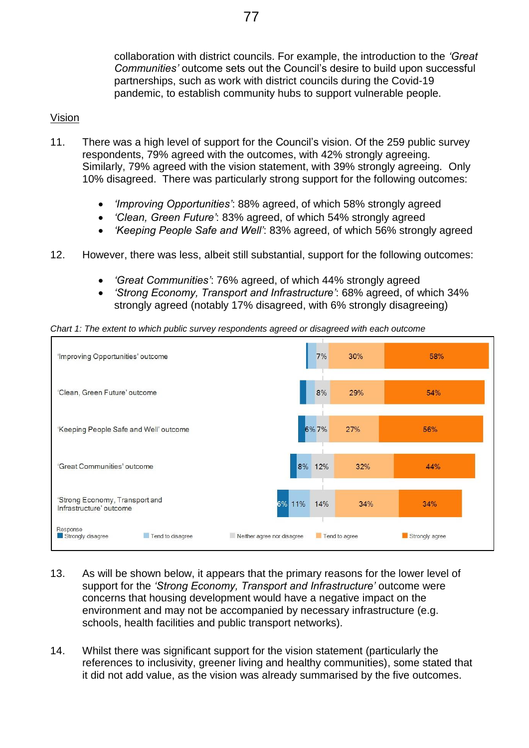collaboration with district councils. For example, the introduction to the *'Great Communities'* outcome sets out the Council's desire to build upon successful partnerships, such as work with district councils during the Covid-19 pandemic, to establish community hubs to support vulnerable people.

## Vision

11. There was a high level of support for the Council's vision. Of the 259 public survey respondents, 79% agreed with the outcomes, with 42% strongly agreeing. Similarly, 79% agreed with the vision statement, with 39% strongly agreeing. Only 10% disagreed. There was particularly strong support for the following outcomes:

    - *'Improving Opportunities'*: 88% agreed, of which 58% strongly agreed
    - *'Clean, Green Future'*: 83% agreed, of which 54% strongly agreed
    - *'Keeping People Safe and Well'*: 83% agreed, of which 56% strongly agreed

12. However, there was less, albeit still substantial, support for the following outcomes:

    - *'Great Communities'*: 76% agreed, of which 44% strongly agreed
    - *'Strong Economy, Transport and Infrastructure'*: 68% agreed, of which 34% strongly agreed (notably 17% disagreed, with 6% strongly disagreeing)

*Chart 1: The extent to which public survey respondents agreed or disagreed with each outcome*

| Outcome | Strongly disagree | Tend to disagree | Neither agree nor disagree | Tend to agree | Strongly agree |
|---|---|---|---|---|---|
| 'Improving Opportunities' outcome | | | 7% | 30% | 58% |
| 'Clean, Green Future' outcome | | | 8% | 29% | 54% |
| 'Keeping People Safe and Well' outcome | | 6% | 7% | 27% | 56% |
| 'Great Communities' outcome | | 8% | 12% | 32% | 44% |
| 'Strong Economy, Transport and Infrastructure' outcome | 6% | 11% | 14% | 34% | 34% |

13. As will be shown below, it appears that the primary reasons for the lower level of support for the *'Strong Economy, Transport and Infrastructure'* outcome were concerns that housing development would have a negative impact on the environment and may not be accompanied by necessary infrastructure (e.g. schools, health facilities and public transport networks).

14. Whilst there was significant support for the vision statement (particularly the references to inclusivity, greener living and healthy communities), some stated that it did not add value, as the vision was already summarised by the five outcomes.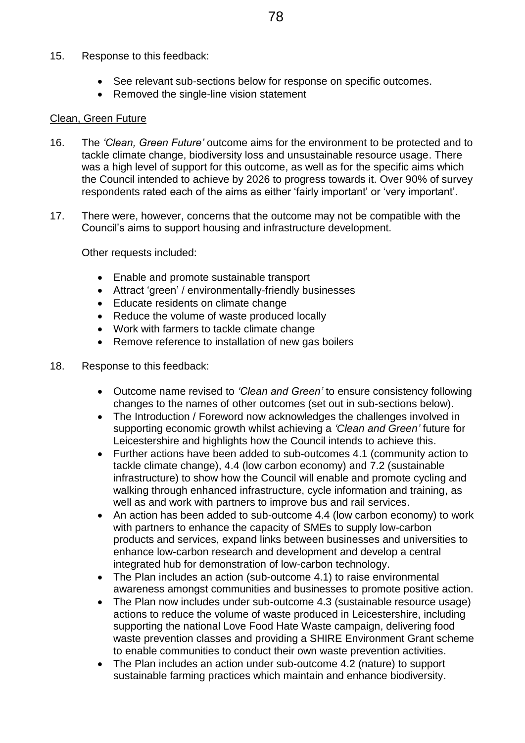15. Response to this feedback:

    - See relevant sub-sections below for response on specific outcomes.
    - Removed the single-line vision statement

<u>Clean, Green Future</u>

16. The *'Clean, Green Future'* outcome aims for the environment to be protected and to tackle climate change, biodiversity loss and unsustainable resource usage. There was a high level of support for this outcome, as well as for the specific aims which the Council intended to achieve by 2026 to progress towards it. Over 90% of survey respondents rated each of the aims as either 'fairly important' or 'very important'.

17. There were, however, concerns that the outcome may not be compatible with the Council's aims to support housing and infrastructure development.

    Other requests included:

    - Enable and promote sustainable transport
    - Attract 'green' / environmentally-friendly businesses
    - Educate residents on climate change
    - Reduce the volume of waste produced locally
    - Work with farmers to tackle climate change
    - Remove reference to installation of new gas boilers

18. Response to this feedback:

    - Outcome name revised to *'Clean and Green'* to ensure consistency following changes to the names of other outcomes (set out in sub-sections below).
    - The Introduction / Foreword now acknowledges the challenges involved in supporting economic growth whilst achieving a *'Clean and Green'* future for Leicestershire and highlights how the Council intends to achieve this.
    - Further actions have been added to sub-outcomes 4.1 (community action to tackle climate change), 4.4 (low carbon economy) and 7.2 (sustainable infrastructure) to show how the Council will enable and promote cycling and walking through enhanced infrastructure, cycle information and training, as well as and work with partners to improve bus and rail services.
    - An action has been added to sub-outcome 4.4 (low carbon economy) to work with partners to enhance the capacity of SMEs to supply low-carbon products and services, expand links between businesses and universities to enhance low-carbon research and development and develop a central integrated hub for demonstration of low-carbon technology.
    - The Plan includes an action (sub-outcome 4.1) to raise environmental awareness amongst communities and businesses to promote positive action.
    - The Plan now includes under sub-outcome 4.3 (sustainable resource usage) actions to reduce the volume of waste produced in Leicestershire, including supporting the national Love Food Hate Waste campaign, delivering food waste prevention classes and providing a SHIRE Environment Grant scheme to enable communities to conduct their own waste prevention activities.
    - The Plan includes an action under sub-outcome 4.2 (nature) to support sustainable farming practices which maintain and enhance biodiversity.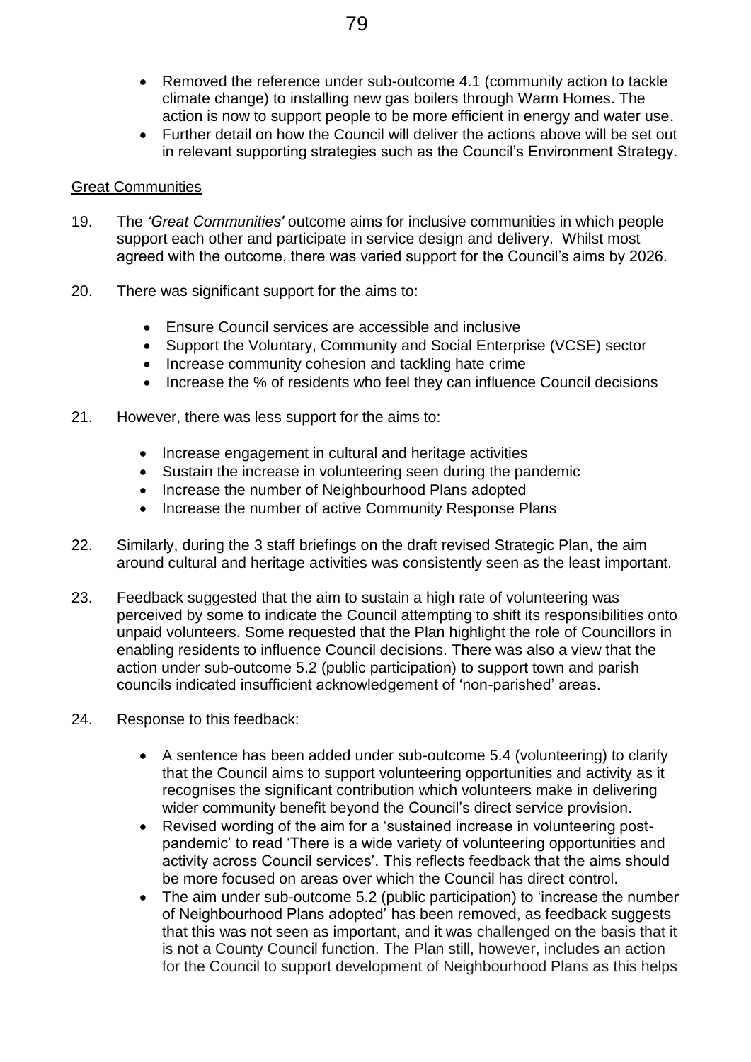- Removed the reference under sub-outcome 4.1 (community action to tackle climate change) to installing new gas boilers through Warm Homes. The action is now to support people to be more efficient in energy and water use.
- Further detail on how the Council will deliver the actions above will be set out in relevant supporting strategies such as the Council's Environment Strategy.

## Great Communities

19. The *'Great Communities'* outcome aims for inclusive communities in which people support each other and participate in service design and delivery. Whilst most agreed with the outcome, there was varied support for the Council's aims by 2026.

20. There was significant support for the aims to:

    - Ensure Council services are accessible and inclusive
    - Support the Voluntary, Community and Social Enterprise (VCSE) sector
    - Increase community cohesion and tackling hate crime
    - Increase the % of residents who feel they can influence Council decisions

21. However, there was less support for the aims to:

    - Increase engagement in cultural and heritage activities
    - Sustain the increase in volunteering seen during the pandemic
    - Increase the number of Neighbourhood Plans adopted
    - Increase the number of active Community Response Plans

22. Similarly, during the 3 staff briefings on the draft revised Strategic Plan, the aim around cultural and heritage activities was consistently seen as the least important.

23. Feedback suggested that the aim to sustain a high rate of volunteering was perceived by some to indicate the Council attempting to shift its responsibilities onto unpaid volunteers. Some requested that the Plan highlight the role of Councillors in enabling residents to influence Council decisions. There was also a view that the action under sub-outcome 5.2 (public participation) to support town and parish councils indicated insufficient acknowledgement of 'non-parished' areas.

24. Response to this feedback:

    - A sentence has been added under sub-outcome 5.4 (volunteering) to clarify that the Council aims to support volunteering opportunities and activity as it recognises the significant contribution which volunteers make in delivering wider community benefit beyond the Council's direct service provision.
    - Revised wording of the aim for a 'sustained increase in volunteering post-pandemic' to read 'There is a wide variety of volunteering opportunities and activity across Council services'. This reflects feedback that the aims should be more focused on areas over which the Council has direct control.
    - The aim under sub-outcome 5.2 (public participation) to 'increase the number of Neighbourhood Plans adopted' has been removed, as feedback suggests that this was not seen as important, and it was challenged on the basis that it is not a County Council function. The Plan still, however, includes an action for the Council to support development of Neighbourhood Plans as this helps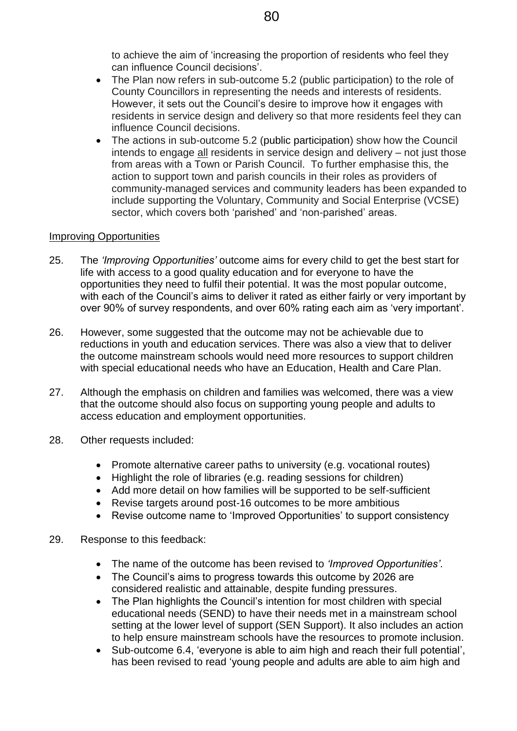to achieve the aim of 'increasing the proportion of residents who feel they can influence Council decisions'.

- The Plan now refers in sub-outcome 5.2 (public participation) to the role of County Councillors in representing the needs and interests of residents. However, it sets out the Council's desire to improve how it engages with residents in service design and delivery so that more residents feel they can influence Council decisions.
- The actions in sub-outcome 5.2 (public participation) show how the Council intends to engage <u>all</u> residents in service design and delivery – not just those from areas with a Town or Parish Council. To further emphasise this, the action to support town and parish councils in their roles as providers of community-managed services and community leaders has been expanded to include supporting the Voluntary, Community and Social Enterprise (VCSE) sector, which covers both 'parished' and 'non-parished' areas.

<u>Improving Opportunities</u>

25. The *'Improving Opportunities'* outcome aims for every child to get the best start for life with access to a good quality education and for everyone to have the opportunities they need to fulfil their potential. It was the most popular outcome, with each of the Council's aims to deliver it rated as either fairly or very important by over 90% of survey respondents, and over 60% rating each aim as 'very important'.

26. However, some suggested that the outcome may not be achievable due to reductions in youth and education services. There was also a view that to deliver the outcome mainstream schools would need more resources to support children with special educational needs who have an Education, Health and Care Plan.

27. Although the emphasis on children and families was welcomed, there was a view that the outcome should also focus on supporting young people and adults to access education and employment opportunities.

28. Other requests included:

    - Promote alternative career paths to university (e.g. vocational routes)
    - Highlight the role of libraries (e.g. reading sessions for children)
    - Add more detail on how families will be supported to be self-sufficient
    - Revise targets around post-16 outcomes to be more ambitious
    - Revise outcome name to 'Improved Opportunities' to support consistency

29. Response to this feedback:

    - The name of the outcome has been revised to *'Improved Opportunities'*.
    - The Council's aims to progress towards this outcome by 2026 are considered realistic and attainable, despite funding pressures.
    - The Plan highlights the Council's intention for most children with special educational needs (SEND) to have their needs met in a mainstream school setting at the lower level of support (SEN Support). It also includes an action to help ensure mainstream schools have the resources to promote inclusion.
    - Sub-outcome 6.4, 'everyone is able to aim high and reach their full potential', has been revised to read 'young people and adults are able to aim high and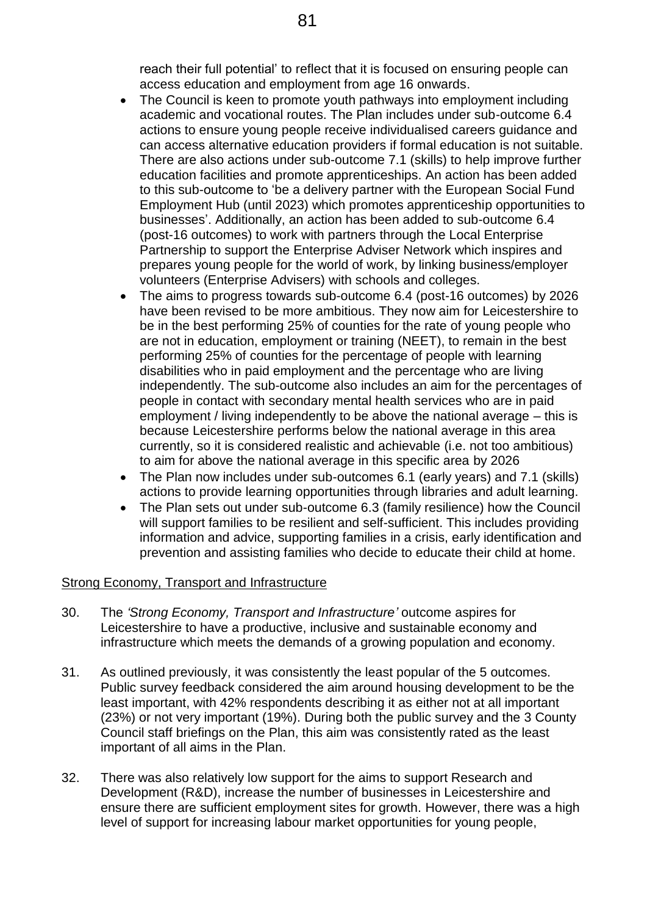reach their full potential' to reflect that it is focused on ensuring people can access education and employment from age 16 onwards.

- The Council is keen to promote youth pathways into employment including academic and vocational routes. The Plan includes under sub-outcome 6.4 actions to ensure young people receive individualised careers guidance and can access alternative education providers if formal education is not suitable. There are also actions under sub-outcome 7.1 (skills) to help improve further education facilities and promote apprenticeships. An action has been added to this sub-outcome to 'be a delivery partner with the European Social Fund Employment Hub (until 2023) which promotes apprenticeship opportunities to businesses'. Additionally, an action has been added to sub-outcome 6.4 (post-16 outcomes) to work with partners through the Local Enterprise Partnership to support the Enterprise Adviser Network which inspires and prepares young people for the world of work, by linking business/employer volunteers (Enterprise Advisers) with schools and colleges.
- The aims to progress towards sub-outcome 6.4 (post-16 outcomes) by 2026 have been revised to be more ambitious. They now aim for Leicestershire to be in the best performing 25% of counties for the rate of young people who are not in education, employment or training (NEET), to remain in the best performing 25% of counties for the percentage of people with learning disabilities who in paid employment and the percentage who are living independently. The sub-outcome also includes an aim for the percentages of people in contact with secondary mental health services who are in paid employment / living independently to be above the national average – this is because Leicestershire performs below the national average in this area currently, so it is considered realistic and achievable (i.e. not too ambitious) to aim for above the national average in this specific area by 2026
- The Plan now includes under sub-outcomes 6.1 (early years) and 7.1 (skills) actions to provide learning opportunities through libraries and adult learning.
- The Plan sets out under sub-outcome 6.3 (family resilience) how the Council will support families to be resilient and self-sufficient. This includes providing information and advice, supporting families in a crisis, early identification and prevention and assisting families who decide to educate their child at home.

Strong Economy, Transport and Infrastructure

30. The *'Strong Economy, Transport and Infrastructure'* outcome aspires for Leicestershire to have a productive, inclusive and sustainable economy and infrastructure which meets the demands of a growing population and economy.

31. As outlined previously, it was consistently the least popular of the 5 outcomes. Public survey feedback considered the aim around housing development to be the least important, with 42% respondents describing it as either not at all important (23%) or not very important (19%). During both the public survey and the 3 County Council staff briefings on the Plan, this aim was consistently rated as the least important of all aims in the Plan.

32. There was also relatively low support for the aims to support Research and Development (R&D), increase the number of businesses in Leicestershire and ensure there are sufficient employment sites for growth. However, there was a high level of support for increasing labour market opportunities for young people,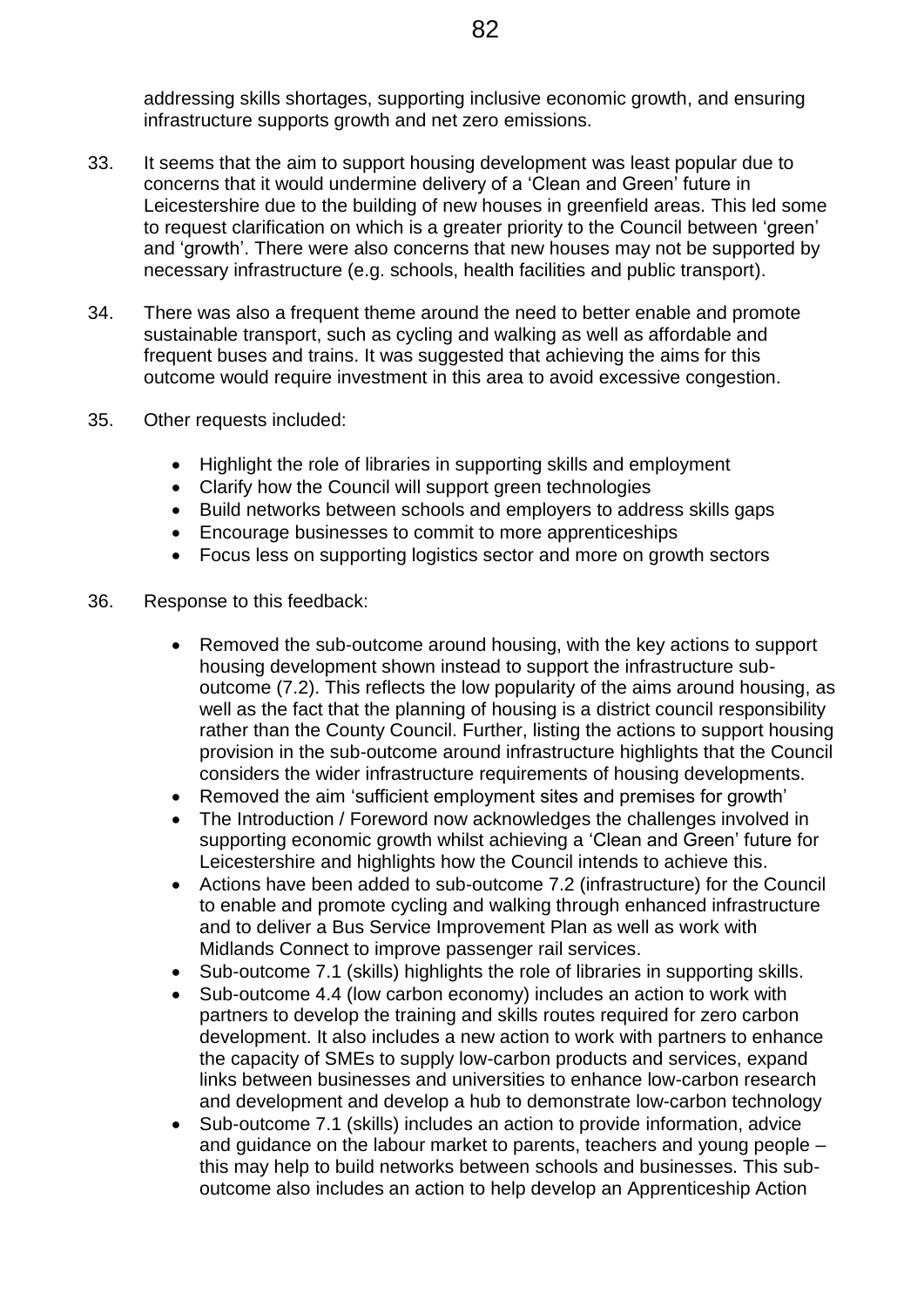addressing skills shortages, supporting inclusive economic growth, and ensuring infrastructure supports growth and net zero emissions.

33. It seems that the aim to support housing development was least popular due to concerns that it would undermine delivery of a 'Clean and Green' future in Leicestershire due to the building of new houses in greenfield areas. This led some to request clarification on which is a greater priority to the Council between 'green' and 'growth'. There were also concerns that new houses may not be supported by necessary infrastructure (e.g. schools, health facilities and public transport).

34. There was also a frequent theme around the need to better enable and promote sustainable transport, such as cycling and walking as well as affordable and frequent buses and trains. It was suggested that achieving the aims for this outcome would require investment in this area to avoid excessive congestion.

35. Other requests included:

    - Highlight the role of libraries in supporting skills and employment
    - Clarify how the Council will support green technologies
    - Build networks between schools and employers to address skills gaps
    - Encourage businesses to commit to more apprenticeships
    - Focus less on supporting logistics sector and more on growth sectors

36. Response to this feedback:

    - Removed the sub-outcome around housing, with the key actions to support housing development shown instead to support the infrastructure sub-outcome (7.2). This reflects the low popularity of the aims around housing, as well as the fact that the planning of housing is a district council responsibility rather than the County Council. Further, listing the actions to support housing provision in the sub-outcome around infrastructure highlights that the Council considers the wider infrastructure requirements of housing developments.
    - Removed the aim 'sufficient employment sites and premises for growth'
    - The Introduction / Foreword now acknowledges the challenges involved in supporting economic growth whilst achieving a 'Clean and Green' future for Leicestershire and highlights how the Council intends to achieve this.
    - Actions have been added to sub-outcome 7.2 (infrastructure) for the Council to enable and promote cycling and walking through enhanced infrastructure and to deliver a Bus Service Improvement Plan as well as work with Midlands Connect to improve passenger rail services.
    - Sub-outcome 7.1 (skills) highlights the role of libraries in supporting skills.
    - Sub-outcome 4.4 (low carbon economy) includes an action to work with partners to develop the training and skills routes required for zero carbon development. It also includes a new action to work with partners to enhance the capacity of SMEs to supply low-carbon products and services, expand links between businesses and universities to enhance low-carbon research and development and develop a hub to demonstrate low-carbon technology
    - Sub-outcome 7.1 (skills) includes an action to provide information, advice and guidance on the labour market to parents, teachers and young people – this may help to build networks between schools and businesses. This sub-outcome also includes an action to help develop an Apprenticeship Action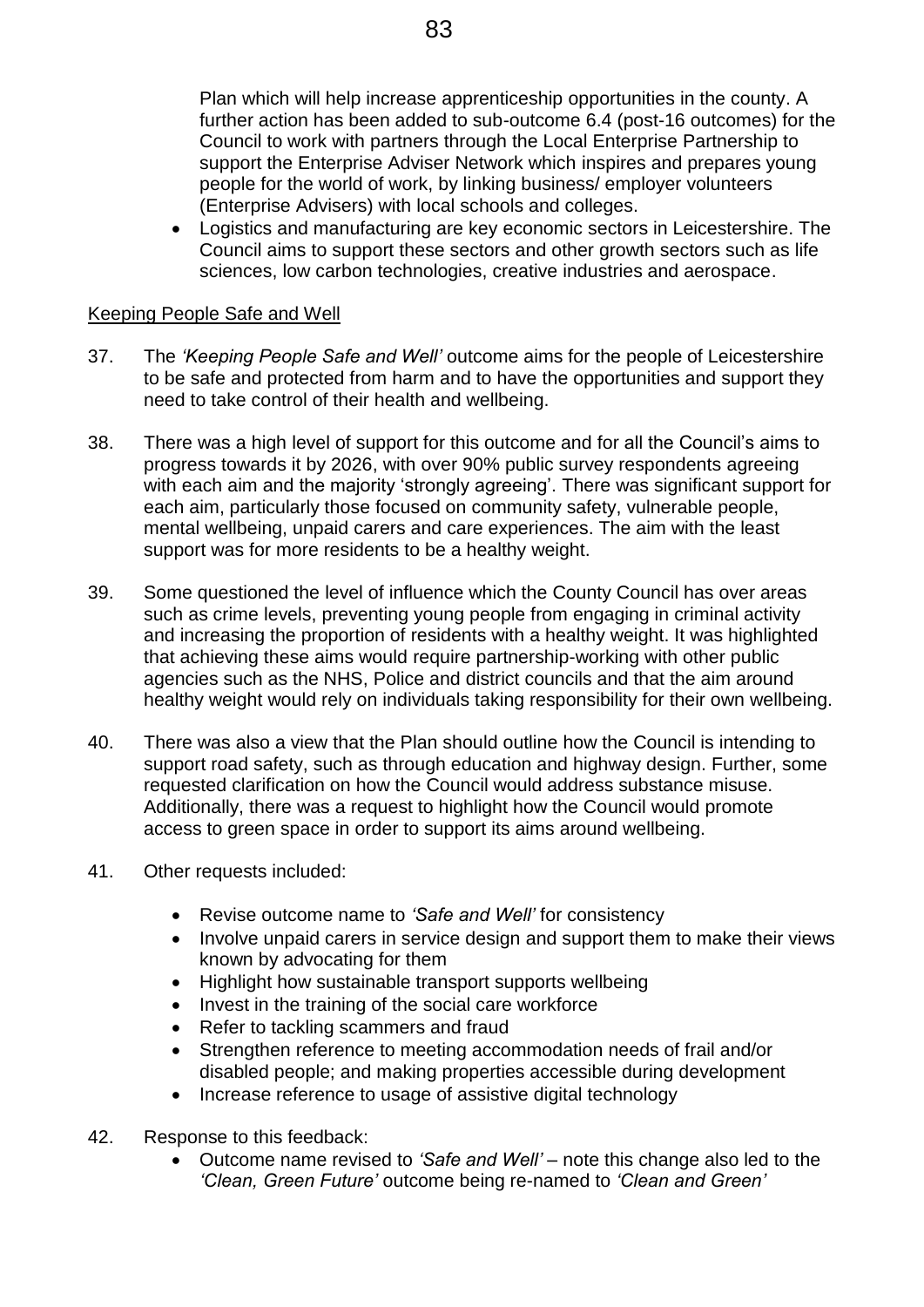Plan which will help increase apprenticeship opportunities in the county. A further action has been added to sub-outcome 6.4 (post-16 outcomes) for the Council to work with partners through the Local Enterprise Partnership to support the Enterprise Adviser Network which inspires and prepares young people for the world of work, by linking business/ employer volunteers (Enterprise Advisers) with local schools and colleges.

- Logistics and manufacturing are key economic sectors in Leicestershire. The Council aims to support these sectors and other growth sectors such as life sciences, low carbon technologies, creative industries and aerospace.

## Keeping People Safe and Well

37. The *'Keeping People Safe and Well'* outcome aims for the people of Leicestershire to be safe and protected from harm and to have the opportunities and support they need to take control of their health and wellbeing.

38. There was a high level of support for this outcome and for all the Council's aims to progress towards it by 2026, with over 90% public survey respondents agreeing with each aim and the majority 'strongly agreeing'. There was significant support for each aim, particularly those focused on community safety, vulnerable people, mental wellbeing, unpaid carers and care experiences. The aim with the least support was for more residents to be a healthy weight.

39. Some questioned the level of influence which the County Council has over areas such as crime levels, preventing young people from engaging in criminal activity and increasing the proportion of residents with a healthy weight. It was highlighted that achieving these aims would require partnership-working with other public agencies such as the NHS, Police and district councils and that the aim around healthy weight would rely on individuals taking responsibility for their own wellbeing.

40. There was also a view that the Plan should outline how the Council is intending to support road safety, such as through education and highway design. Further, some requested clarification on how the Council would address substance misuse. Additionally, there was a request to highlight how the Council would promote access to green space in order to support its aims around wellbeing.

41. Other requests included:
    - Revise outcome name to *'Safe and Well'* for consistency
    - Involve unpaid carers in service design and support them to make their views known by advocating for them
    - Highlight how sustainable transport supports wellbeing
    - Invest in the training of the social care workforce
    - Refer to tackling scammers and fraud
    - Strengthen reference to meeting accommodation needs of frail and/or disabled people; and making properties accessible during development
    - Increase reference to usage of assistive digital technology

42. Response to this feedback:
    - Outcome name revised to *'Safe and Well'* – note this change also led to the *'Clean, Green Future'* outcome being re-named to *'Clean and Green'*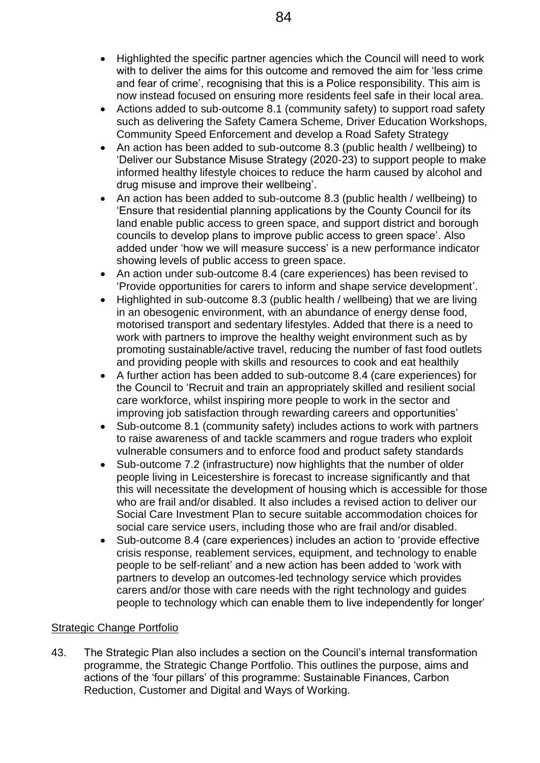- Highlighted the specific partner agencies which the Council will need to work with to deliver the aims for this outcome and removed the aim for 'less crime and fear of crime', recognising that this is a Police responsibility. This aim is now instead focused on ensuring more residents feel safe in their local area.
- Actions added to sub-outcome 8.1 (community safety) to support road safety such as delivering the Safety Camera Scheme, Driver Education Workshops, Community Speed Enforcement and develop a Road Safety Strategy
- An action has been added to sub-outcome 8.3 (public health / wellbeing) to 'Deliver our Substance Misuse Strategy (2020-23) to support people to make informed healthy lifestyle choices to reduce the harm caused by alcohol and drug misuse and improve their wellbeing'.
- An action has been added to sub-outcome 8.3 (public health / wellbeing) to 'Ensure that residential planning applications by the County Council for its land enable public access to green space, and support district and borough councils to develop plans to improve public access to green space'. Also added under 'how we will measure success' is a new performance indicator showing levels of public access to green space.
- An action under sub-outcome 8.4 (care experiences) has been revised to 'Provide opportunities for carers to inform and shape service development'.
- Highlighted in sub-outcome 8.3 (public health / wellbeing) that we are living in an obesogenic environment, with an abundance of energy dense food, motorised transport and sedentary lifestyles. Added that there is a need to work with partners to improve the healthy weight environment such as by promoting sustainable/active travel, reducing the number of fast food outlets and providing people with skills and resources to cook and eat healthily
- A further action has been added to sub-outcome 8.4 (care experiences) for the Council to 'Recruit and train an appropriately skilled and resilient social care workforce, whilst inspiring more people to work in the sector and improving job satisfaction through rewarding careers and opportunities'
- Sub-outcome 8.1 (community safety) includes actions to work with partners to raise awareness of and tackle scammers and rogue traders who exploit vulnerable consumers and to enforce food and product safety standards
- Sub-outcome 7.2 (infrastructure) now highlights that the number of older people living in Leicestershire is forecast to increase significantly and that this will necessitate the development of housing which is accessible for those who are frail and/or disabled. It also includes a revised action to deliver our Social Care Investment Plan to secure suitable accommodation choices for social care service users, including those who are frail and/or disabled.
- Sub-outcome 8.4 (care experiences) includes an action to 'provide effective crisis response, reablement services, equipment, and technology to enable people to be self-reliant' and a new action has been added to 'work with partners to develop an outcomes-led technology service which provides carers and/or those with care needs with the right technology and guides people to technology which can enable them to live independently for longer'

Strategic Change Portfolio

43. The Strategic Plan also includes a section on the Council's internal transformation programme, the Strategic Change Portfolio. This outlines the purpose, aims and actions of the 'four pillars' of this programme: Sustainable Finances, Carbon Reduction, Customer and Digital and Ways of Working.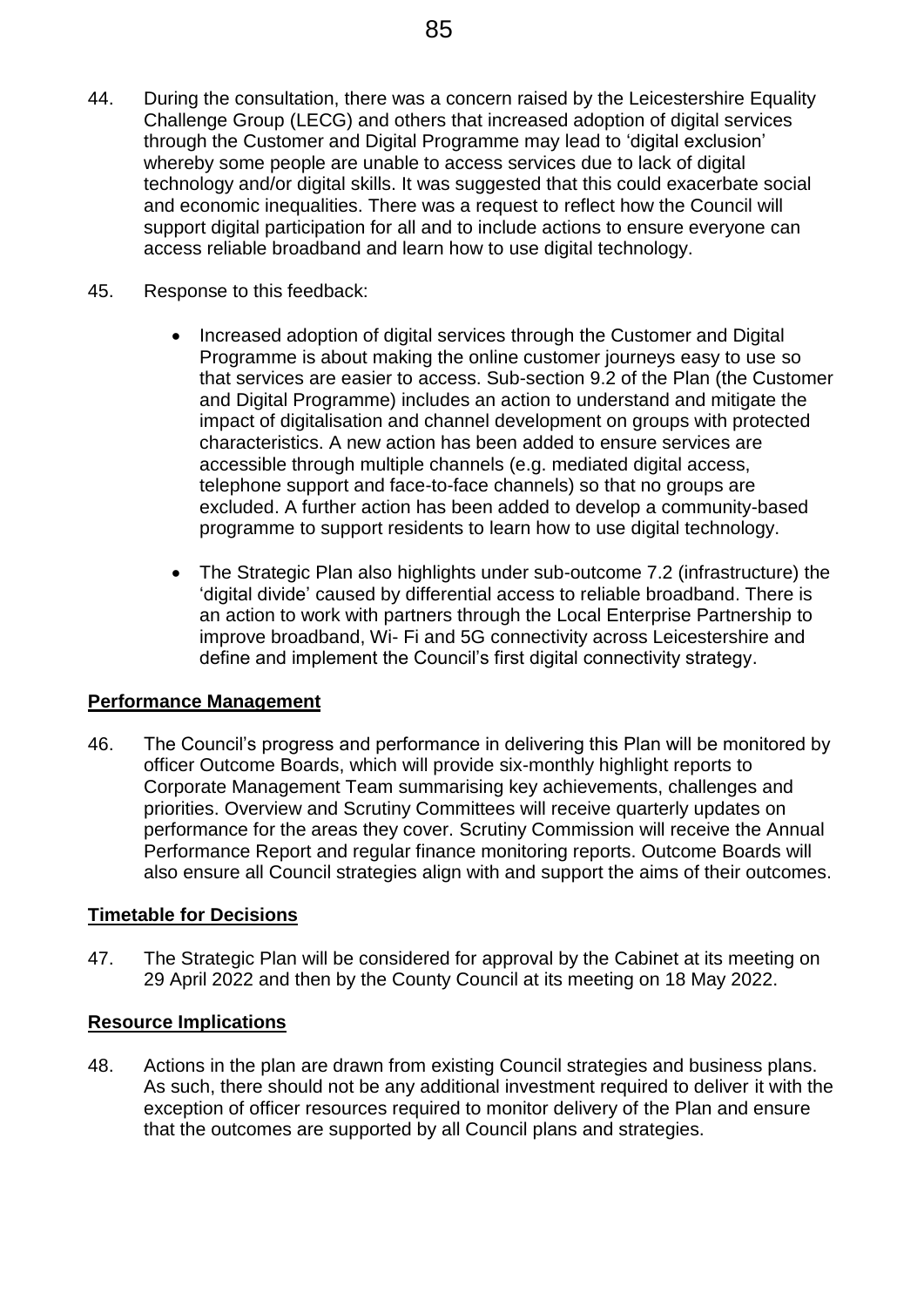44. During the consultation, there was a concern raised by the Leicestershire Equality Challenge Group (LECG) and others that increased adoption of digital services through the Customer and Digital Programme may lead to 'digital exclusion' whereby some people are unable to access services due to lack of digital technology and/or digital skills. It was suggested that this could exacerbate social and economic inequalities. There was a request to reflect how the Council will support digital participation for all and to include actions to ensure everyone can access reliable broadband and learn how to use digital technology.

45. Response to this feedback:

    - Increased adoption of digital services through the Customer and Digital Programme is about making the online customer journeys easy to use so that services are easier to access. Sub-section 9.2 of the Plan (the Customer and Digital Programme) includes an action to understand and mitigate the impact of digitalisation and channel development on groups with protected characteristics. A new action has been added to ensure services are accessible through multiple channels (e.g. mediated digital access, telephone support and face-to-face channels) so that no groups are excluded. A further action has been added to develop a community-based programme to support residents to learn how to use digital technology.

    - The Strategic Plan also highlights under sub-outcome 7.2 (infrastructure) the 'digital divide' caused by differential access to reliable broadband. There is an action to work with partners through the Local Enterprise Partnership to improve broadband, Wi- Fi and 5G connectivity across Leicestershire and define and implement the Council's first digital connectivity strategy.

**Performance Management**

46. The Council's progress and performance in delivering this Plan will be monitored by officer Outcome Boards, which will provide six-monthly highlight reports to Corporate Management Team summarising key achievements, challenges and priorities. Overview and Scrutiny Committees will receive quarterly updates on performance for the areas they cover. Scrutiny Commission will receive the Annual Performance Report and regular finance monitoring reports. Outcome Boards will also ensure all Council strategies align with and support the aims of their outcomes.

**Timetable for Decisions**

47. The Strategic Plan will be considered for approval by the Cabinet at its meeting on 29 April 2022 and then by the County Council at its meeting on 18 May 2022.

**Resource Implications**

48. Actions in the plan are drawn from existing Council strategies and business plans. As such, there should not be any additional investment required to deliver it with the exception of officer resources required to monitor delivery of the Plan and ensure that the outcomes are supported by all Council plans and strategies.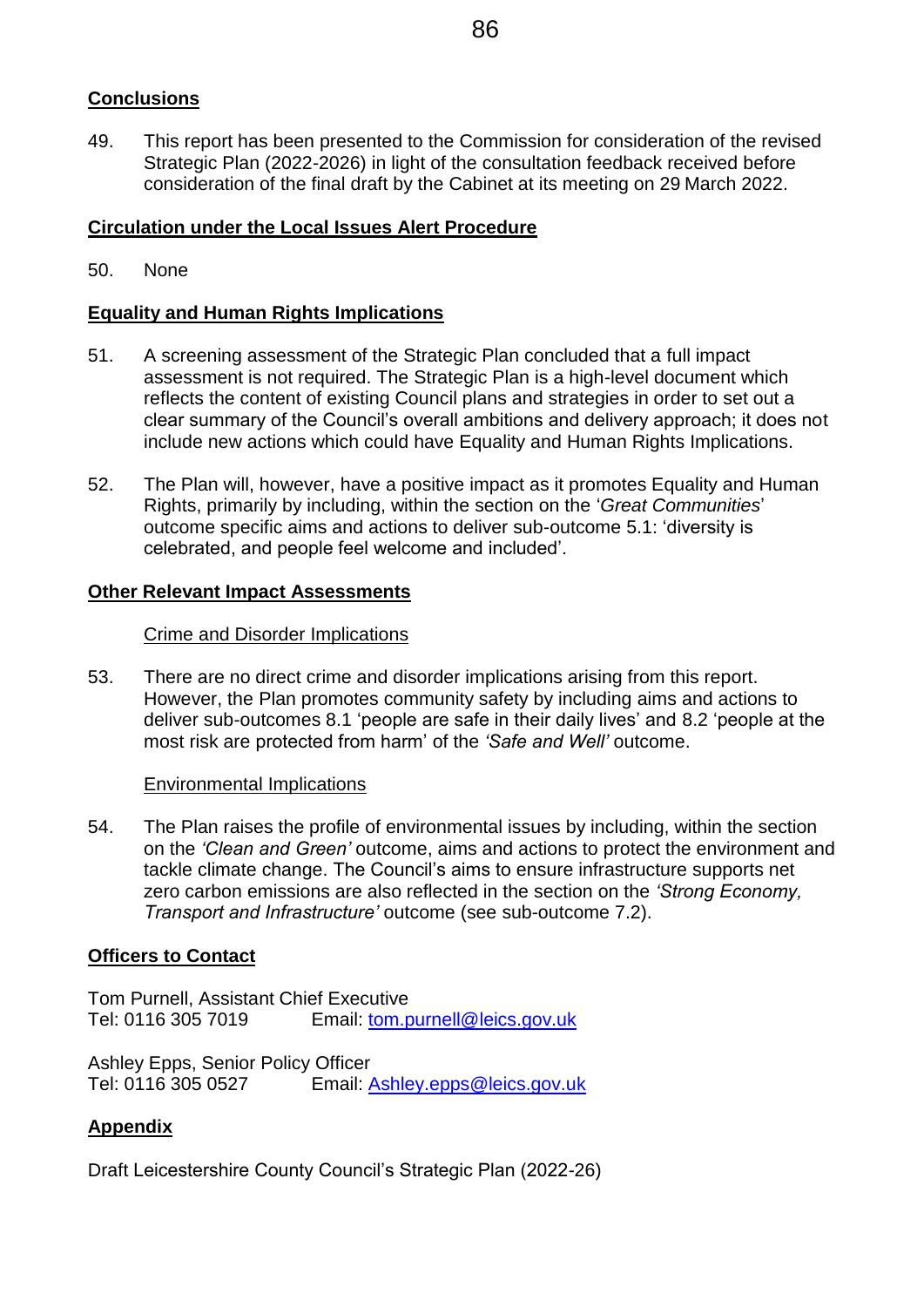## Conclusions

49. This report has been presented to the Commission for consideration of the revised Strategic Plan (2022-2026) in light of the consultation feedback received before consideration of the final draft by the Cabinet at its meeting on 29 March 2022.

## Circulation under the Local Issues Alert Procedure

50. None

## Equality and Human Rights Implications

51. A screening assessment of the Strategic Plan concluded that a full impact assessment is not required. The Strategic Plan is a high-level document which reflects the content of existing Council plans and strategies in order to set out a clear summary of the Council's overall ambitions and delivery approach; it does not include new actions which could have Equality and Human Rights Implications.

52. The Plan will, however, have a positive impact as it promotes Equality and Human Rights, primarily by including, within the section on the '*Great Communities*' outcome specific aims and actions to deliver sub-outcome 5.1: 'diversity is celebrated, and people feel welcome and included'.

## Other Relevant Impact Assessments

### Crime and Disorder Implications

53. There are no direct crime and disorder implications arising from this report. However, the Plan promotes community safety by including aims and actions to deliver sub-outcomes 8.1 'people are safe in their daily lives' and 8.2 'people at the most risk are protected from harm' of the *'Safe and Well'* outcome.

### Environmental Implications

54. The Plan raises the profile of environmental issues by including, within the section on the *'Clean and Green'* outcome, aims and actions to protect the environment and tackle climate change. The Council's aims to ensure infrastructure supports net zero carbon emissions are also reflected in the section on the *'Strong Economy, Transport and Infrastructure'* outcome (see sub-outcome 7.2).

## Officers to Contact

Tom Purnell, Assistant Chief Executive
Tel: 0116 305 7019 Email: tom.purnell@leics.gov.uk

Ashley Epps, Senior Policy Officer
Tel: 0116 305 0527 Email: Ashley.epps@leics.gov.uk

## Appendix

Draft Leicestershire County Council's Strategic Plan (2022-26)